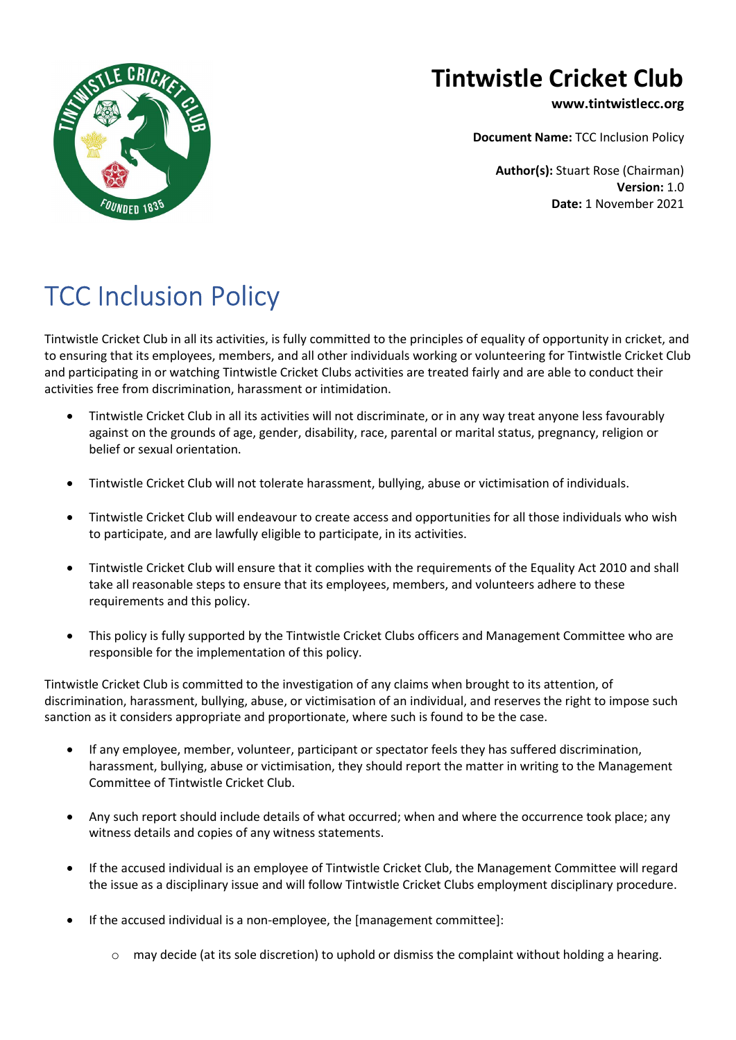# Tintwistle Cricket Club

**www.tintwistlecc.org**

**Document Name:** TCC Inclusion Policy

**Author(s):** Stuart Rose (Chairman)
**Version:** 1.0
**Date:** 1 November 2021

# TCC Inclusion Policy

Tintwistle Cricket Club in all its activities, is fully committed to the principles of equality of opportunity in cricket, and to ensuring that its employees, members, and all other individuals working or volunteering for Tintwistle Cricket Club and participating in or watching Tintwistle Cricket Clubs activities are treated fairly and are able to conduct their activities free from discrimination, harassment or intimidation.

- Tintwistle Cricket Club in all its activities will not discriminate, or in any way treat anyone less favourably against on the grounds of age, gender, disability, race, parental or marital status, pregnancy, religion or belief or sexual orientation.

- Tintwistle Cricket Club will not tolerate harassment, bullying, abuse or victimisation of individuals.

- Tintwistle Cricket Club will endeavour to create access and opportunities for all those individuals who wish to participate, and are lawfully eligible to participate, in its activities.

- Tintwistle Cricket Club will ensure that it complies with the requirements of the Equality Act 2010 and shall take all reasonable steps to ensure that its employees, members, and volunteers adhere to these requirements and this policy.

- This policy is fully supported by the Tintwistle Cricket Clubs officers and Management Committee who are responsible for the implementation of this policy.

Tintwistle Cricket Club is committed to the investigation of any claims when brought to its attention, of discrimination, harassment, bullying, abuse, or victimisation of an individual, and reserves the right to impose such sanction as it considers appropriate and proportionate, where such is found to be the case.

- If any employee, member, volunteer, participant or spectator feels they has suffered discrimination, harassment, bullying, abuse or victimisation, they should report the matter in writing to the Management Committee of Tintwistle Cricket Club.

- Any such report should include details of what occurred; when and where the occurrence took place; any witness details and copies of any witness statements.

- If the accused individual is an employee of Tintwistle Cricket Club, the Management Committee will regard the issue as a disciplinary issue and will follow Tintwistle Cricket Clubs employment disciplinary procedure.

- If the accused individual is a non-employee, the [management committee]:

    - may decide (at its sole discretion) to uphold or dismiss the complaint without holding a hearing.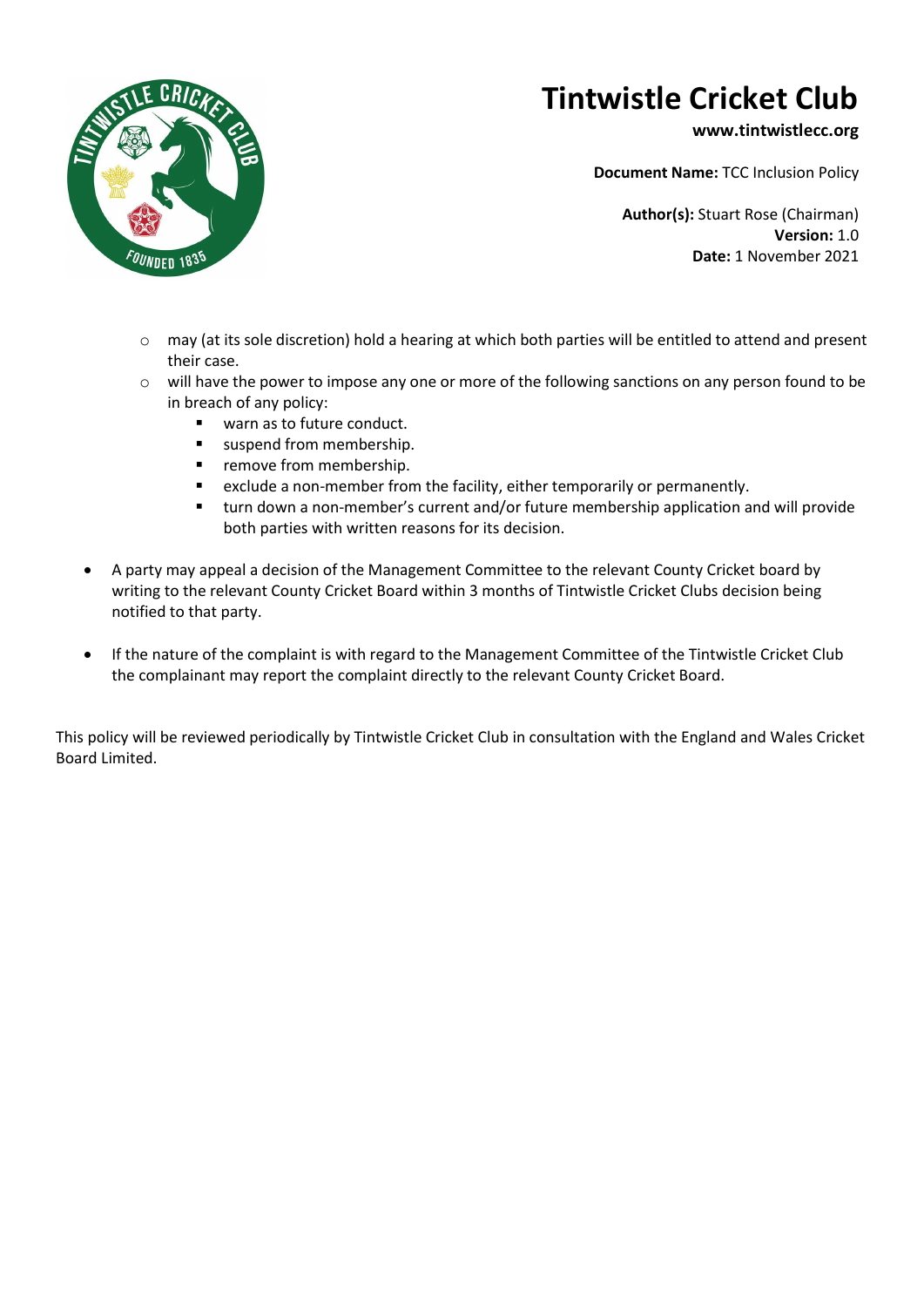- may (at its sole discretion) hold a hearing at which both parties will be entitled to attend and present their case.
  - will have the power to impose any one or more of the following sanctions on any person found to be in breach of any policy:
    - warn as to future conduct.
    - suspend from membership.
    - remove from membership.
    - exclude a non-member from the facility, either temporarily or permanently.
    - turn down a non-member's current and/or future membership application and will provide both parties with written reasons for its decision.

- A party may appeal a decision of the Management Committee to the relevant County Cricket board by writing to the relevant County Cricket Board within 3 months of Tintwistle Cricket Clubs decision being notified to that party.

- If the nature of the complaint is with regard to the Management Committee of the Tintwistle Cricket Club the complainant may report the complaint directly to the relevant County Cricket Board.

This policy will be reviewed periodically by Tintwistle Cricket Club in consultation with the England and Wales Cricket Board Limited.